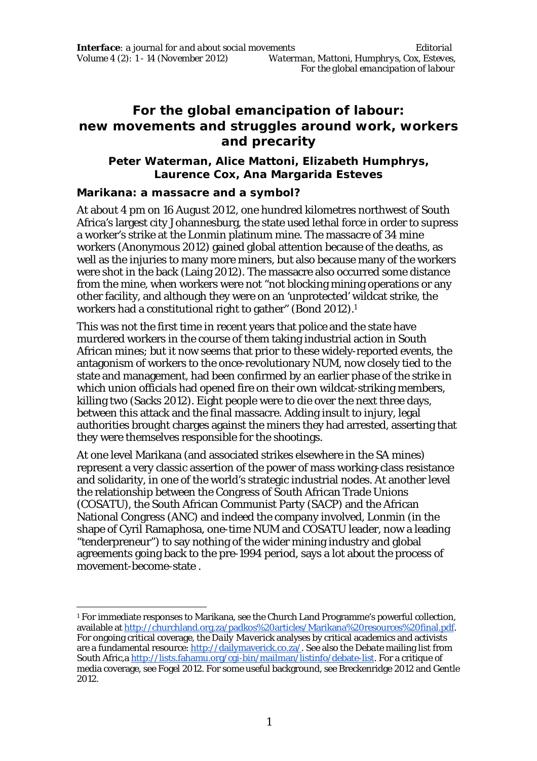# For the global emancipation of labour: new movements and struggles around work, workers and precarity

**Peter Waterman, Alice Mattoni, Elizabeth Humphrys, Laurence Cox, Ana Margarida Esteves**

## Marikana: a massacre and a symbol?

At about 4 pm on 16 August 2012, one hundred kilometres northwest of South Africa's largest city Johannesburg, the state used lethal force in order to supress a worker's strike at the Lonmin platinum mine. The massacre of 34 mine workers (Anonymous 2012) gained global attention because of the deaths, as well as the injuries to many more miners, but also because many of the workers were shot in the back (Laing 2012). The massacre also occurred some distance from the mine, when workers were not "not blocking mining operations or any other facility, and although they were on an 'unprotected' wildcat strike, the workers had a constitutional right to gather" (Bond 2012).[1]

This was not the first time in recent years that police and the state have murdered workers in the course of them taking industrial action in South African mines; but it now seems that prior to these widely-reported events, the antagonism of workers to the once-revolutionary NUM, now closely tied to the state and management, had been confirmed by an earlier phase of the strike in which union officials had opened fire on their own wildcat-striking members, killing two (Sacks 2012). Eight people were to die over the next three days, between this attack and the final massacre. Adding insult to injury, legal authorities brought charges against the miners they had arrested, asserting that they were themselves responsible for the shootings.

At one level Marikana (and associated strikes elsewhere in the SA mines) represent a very classic assertion of the power of mass working-class resistance and solidarity, in one of the world's strategic industrial nodes. At another level the relationship between the Congress of South African Trade Unions (COSATU), the South African Communist Party (SACP) and the African National Congress (ANC) and indeed the company involved, Lonmin (in the shape of Cyril Ramaphosa, one-time NUM and COSATU leader, now a leading "tenderpreneur") to say nothing of the wider mining industry and global agreements going back to the pre-1994 period, says a lot about the process of movement-become-state .

---

[1] For immediate responses to Marikana, see the Church Land Programme's powerful collection, available at http://churchland.org.za/padkos%20articles/Marikana%20resources%20final.pdf. For ongoing critical coverage, the *Daily Maverick* analyses by critical academics and activists are a fundamental resource: http://dailymaverick.co.za/. See also the *Debate* mailing list from South Afric,a http://lists.fahamu.org/cgi-bin/mailman/listinfo/debate-list. For a critique of media coverage, see Fogel 2012. For some useful background, see Breckenridge 2012 and Gentle 2012.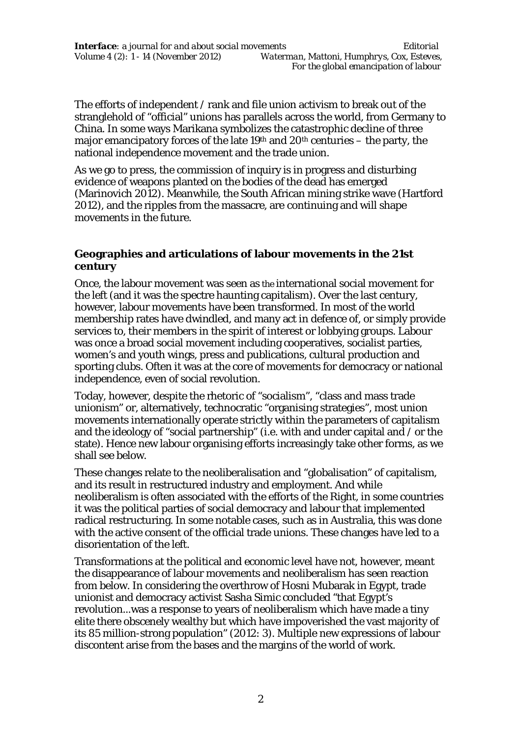The efforts of independent / rank and file union activism to break out of the stranglehold of "official" unions has parallels across the world, from Germany to China. In some ways Marikana symbolizes the catastrophic decline of three major emancipatory forces of the late 19th and 20th centuries – the party, the national independence movement and the trade union.

As we go to press, the commission of inquiry is in progress and disturbing evidence of weapons planted on the bodies of the dead has emerged (Marinovich 2012). Meanwhile, the South African mining strike wave (Hartford 2012), and the ripples from the massacre, are continuing and will shape movements in the future.

## Geographies and articulations of labour movements in the 21st century

Once, the labour movement was seen as *the* international social movement for the left (and it was the spectre haunting capitalism). Over the last century, however, labour movements have been transformed. In most of the world membership rates have dwindled, and many act in defence of, or simply provide services to, their members in the spirit of interest or lobbying groups. Labour was once a broad social movement including cooperatives, socialist parties, women's and youth wings, press and publications, cultural production and sporting clubs. Often it was at the core of movements for democracy or national independence, even of social revolution.

Today, however, despite the rhetoric of "socialism", "class and mass trade unionism" or, alternatively, technocratic "organising strategies", most union movements internationally operate strictly within the parameters of capitalism and the ideology of "social partnership" (i.e. with and under capital and / or the state). Hence new labour organising efforts increasingly take other forms, as we shall see below.

These changes relate to the neoliberalisation and "globalisation" of capitalism, and its result in restructured industry and employment. And while neoliberalism is often associated with the efforts of the Right, in some countries it was the political parties of social democracy and labour that implemented radical restructuring. In some notable cases, such as in Australia, this was done with the active consent of the official trade unions. These changes have led to a disorientation of the left.

Transformations at the political and economic level have not, however, meant the disappearance of labour movements and neoliberalism has seen reaction from below. In considering the overthrow of Hosni Mubarak in Egypt, trade unionist and democracy activist Sasha Simic concluded "that Egypt's revolution...was a response to years of neoliberalism which have made a tiny elite there obscenely wealthy but which have impoverished the vast majority of its 85 million-strong population" (2012: 3). Multiple new expressions of labour discontent arise from the bases and the margins of the world of work.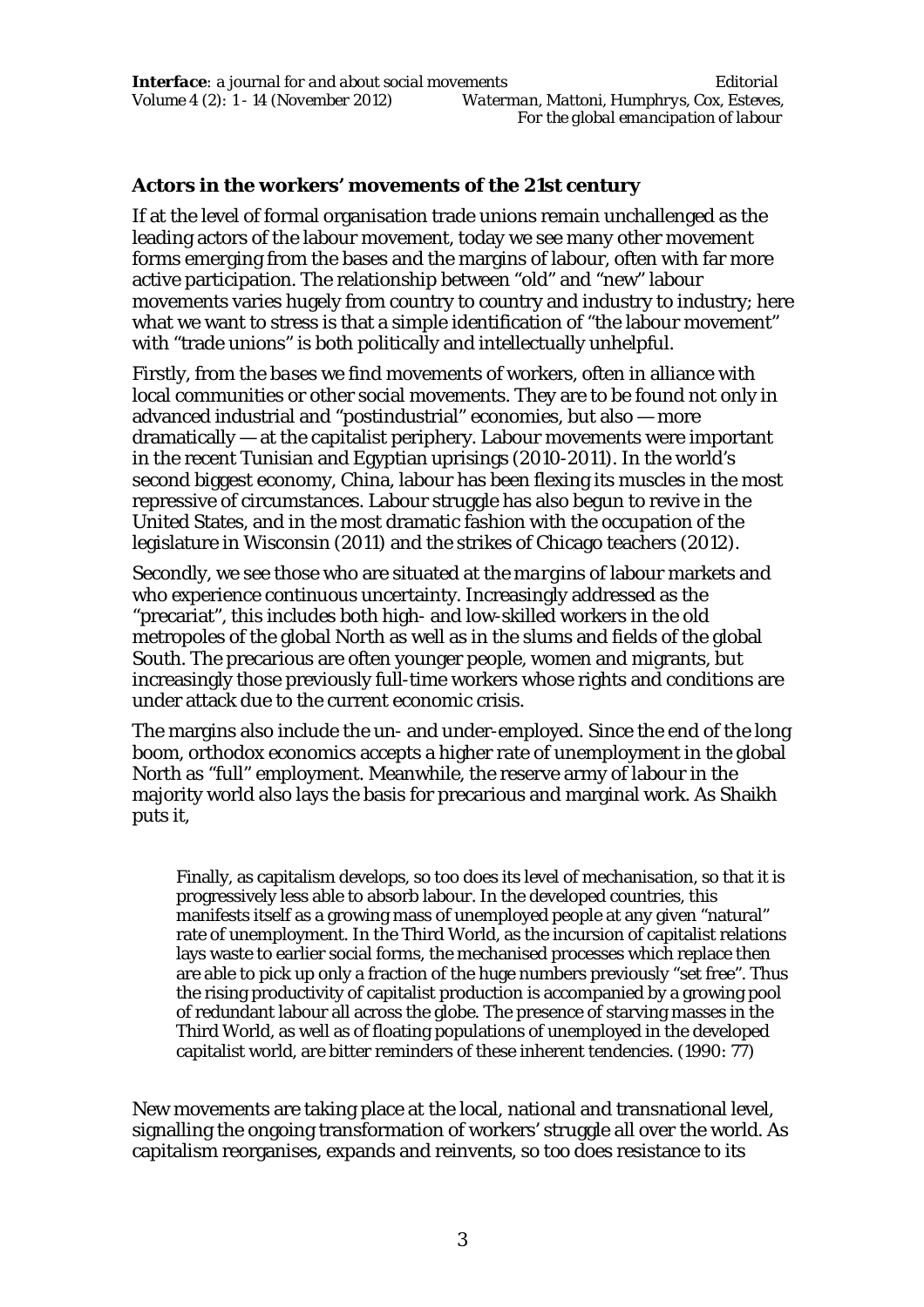## Actors in the workers' movements of the 21st century

If at the level of formal organisation trade unions remain unchallenged as the leading actors of the labour movement, today we see many other movement forms emerging from the bases and the margins of labour, often with far more active participation. The relationship between "old" and "new" labour movements varies hugely from country to country and industry to industry; here what we want to stress is that a simple identification of "the labour movement" with "trade unions" is both politically and intellectually unhelpful.

Firstly, from the *bases* we find movements of workers, often in alliance with local communities or other social movements. They are to be found not only in advanced industrial and "postindustrial" economies, but also — more dramatically — at the capitalist periphery. Labour movements were important in the recent Tunisian and Egyptian uprisings (2010-2011). In the world's second biggest economy, China, labour has been flexing its muscles in the most repressive of circumstances. Labour struggle has also begun to revive in the United States, and in the most dramatic fashion with the occupation of the legislature in Wisconsin (2011) and the strikes of Chicago teachers (2012).

Secondly, we see those who are situated at the *margins* of labour markets and who experience continuous uncertainty. Increasingly addressed as the "precariat", this includes both high- and low-skilled workers in the old metropoles of the global North as well as in the slums and fields of the global South. The precarious are often younger people, women and migrants, but increasingly those previously full-time workers whose rights and conditions are under attack due to the current economic crisis.

The margins also include the un- and under-employed. Since the end of the long boom, orthodox economics accepts a higher rate of unemployment in the global North as "full" employment. Meanwhile, the reserve army of labour in the majority world also lays the basis for precarious and marginal work. As Shaikh puts it,

> Finally, as capitalism develops, so too does its level of mechanisation, so that it is progressively less able to absorb labour. In the developed countries, this manifests itself as a growing mass of unemployed people at any given "natural" rate of unemployment. In the Third World, as the incursion of capitalist relations lays waste to earlier social forms, the mechanised processes which replace then are able to pick up only a fraction of the huge numbers previously "set free". Thus the rising productivity of capitalist production is accompanied by a growing pool of redundant labour all across the globe. The presence of starving masses in the Third World, as well as of floating populations of unemployed in the developed capitalist world, are bitter reminders of these inherent tendencies. (1990: 77)

New movements are taking place at the local, national and transnational level, signalling the ongoing transformation of workers' struggle all over the world. As capitalism reorganises, expands and reinvents, so too does resistance to its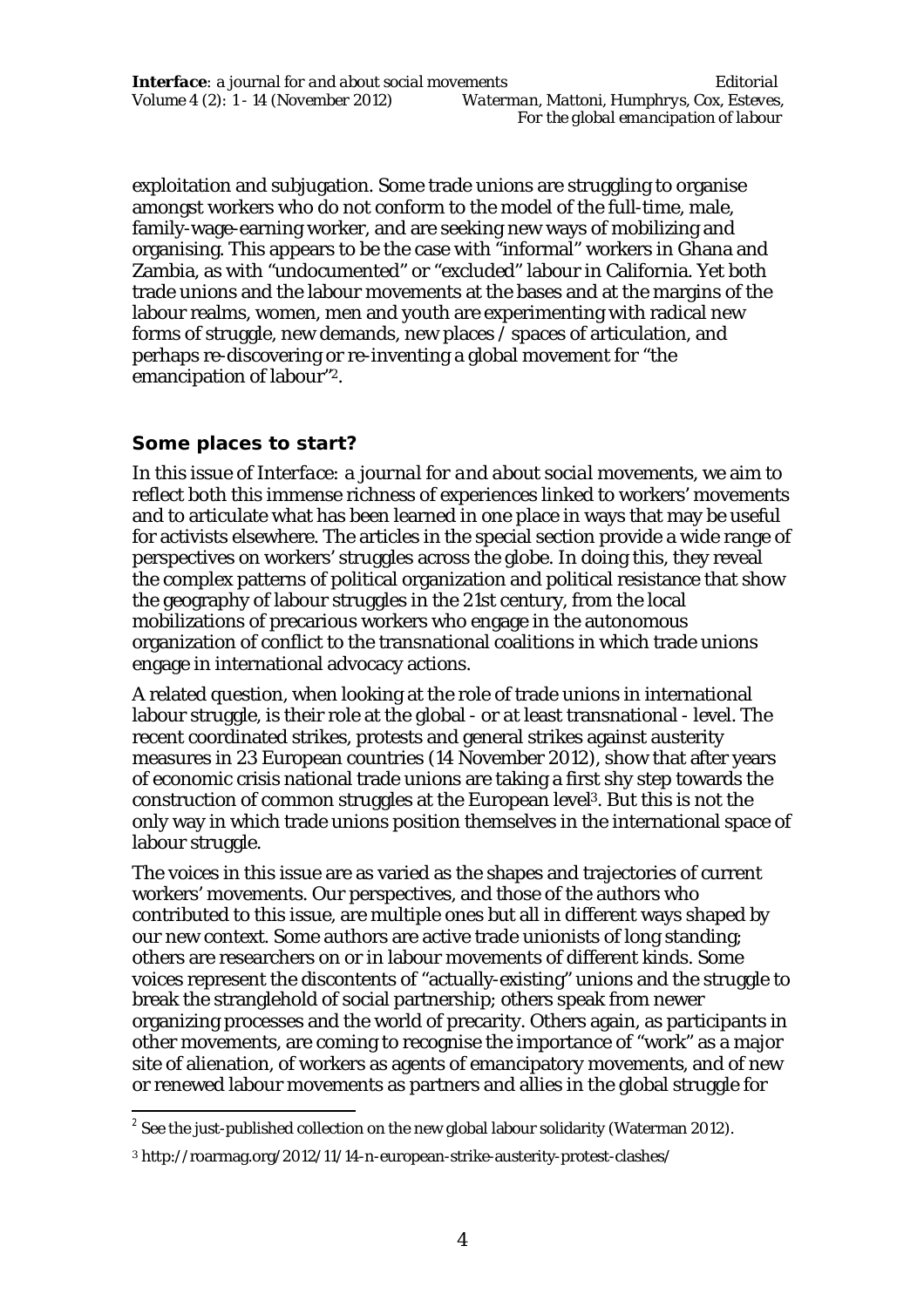exploitation and subjugation. Some trade unions are struggling to organise amongst workers who do not conform to the model of the full-time, male, family-wage-earning worker, and are seeking new ways of mobilizing and organising. This appears to be the case with "informal" workers in Ghana and Zambia, as with "undocumented" or "excluded" labour in California. Yet both trade unions and the labour movements at the bases and at the margins of the labour realms, women, men and youth are experimenting with radical new forms of struggle, new demands, new places / spaces of articulation, and perhaps re-discovering or re-inventing a global movement for "the emancipation of labour"[2].

## Some places to start?

In this issue of *Interface: a journal for and about social movements*, we aim to reflect both this immense richness of experiences linked to workers' movements and to articulate what has been learned in one place in ways that may be useful for activists elsewhere. The articles in the special section provide a wide range of perspectives on workers' struggles across the globe. In doing this, they reveal the complex patterns of political organization and political resistance that show the geography of labour struggles in the 21st century, from the local mobilizations of precarious workers who engage in the autonomous organization of conflict to the transnational coalitions in which trade unions engage in international advocacy actions.

A related question, when looking at the role of trade unions in international labour struggle, is their role at the global - or at least transnational - level. The recent coordinated strikes, protests and general strikes against austerity measures in 23 European countries (14 November 2012), show that after years of economic crisis national trade unions are taking a first shy step towards the construction of common struggles at the European level[3]. But this is not the only way in which trade unions position themselves in the international space of labour struggle.

The voices in this issue are as varied as the shapes and trajectories of current workers' movements. Our perspectives, and those of the authors who contributed to this issue, are multiple ones but all in different ways shaped by our new context. Some authors are active trade unionists of long standing; others are researchers on or in labour movements of different kinds. Some voices represent the discontents of "actually-existing" unions and the struggle to break the stranglehold of social partnership; others speak from newer organizing processes and the world of precarity. Others again, as participants in other movements, are coming to recognise the importance of "work" as a major site of alienation, of workers as agents of emancipatory movements, and of new or renewed labour movements as partners and allies in the global struggle for

[2] See the just-published collection on the new global labour solidarity (Waterman 2012).

[3] http://roarmag.org/2012/11/14-n-european-strike-austerity-protest-clashes/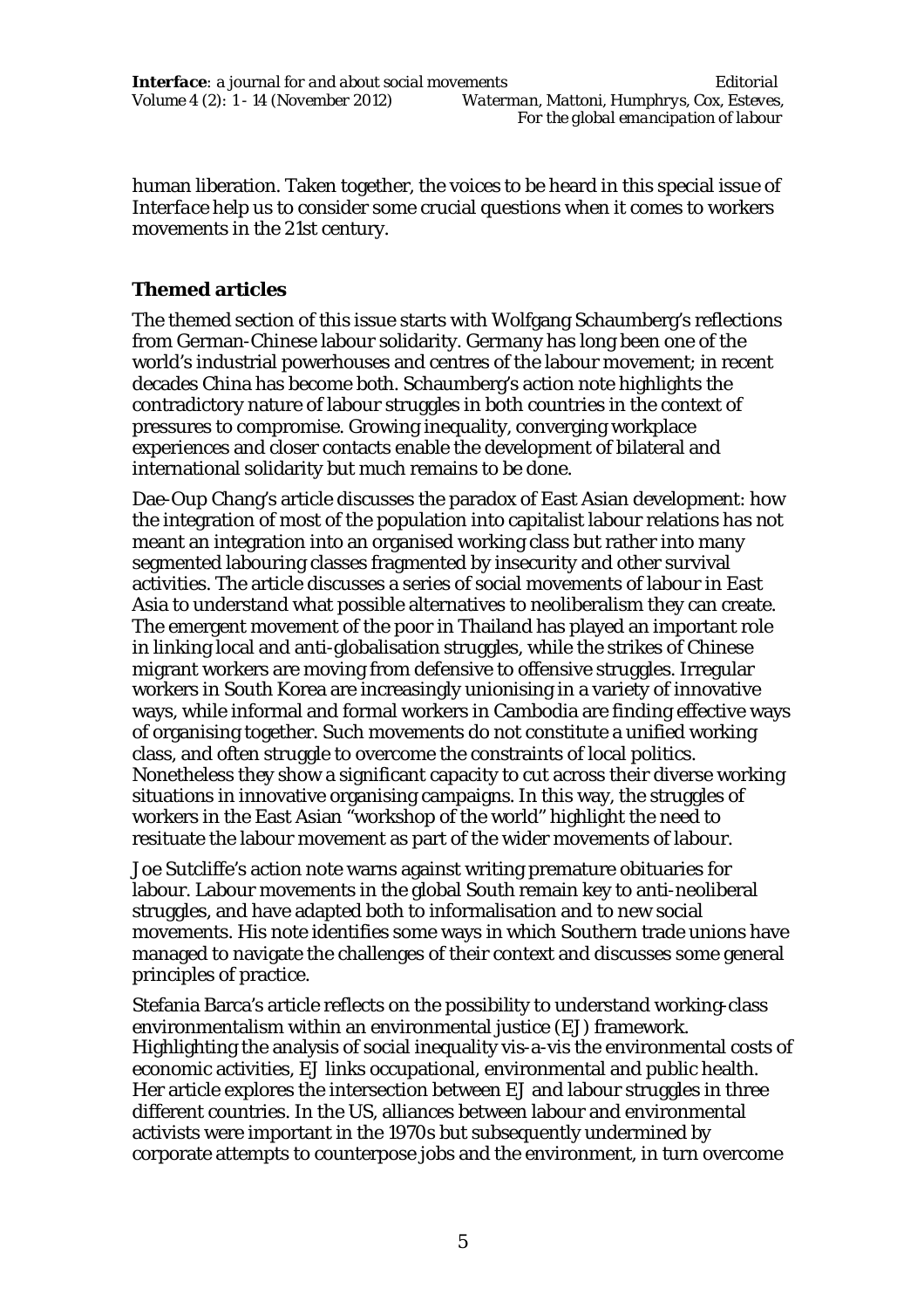human liberation. Taken together, the voices to be heard in this special issue of *Interface* help us to consider some crucial questions when it comes to workers movements in the 21st century.

## Themed articles

The themed section of this issue starts with Wolfgang Schaumberg's reflections from German-Chinese labour solidarity. Germany has long been one of the world's industrial powerhouses and centres of the labour movement; in recent decades China has become both. Schaumberg's action note highlights the contradictory nature of labour struggles in both countries in the context of pressures to compromise. Growing inequality, converging workplace experiences and closer contacts enable the development of bilateral and international solidarity but much remains to be done.

Dae-Oup Chang's article discusses the paradox of East Asian development: how the integration of most of the population into capitalist labour relations has not meant an integration into an organised working class but rather into many segmented labouring classes fragmented by insecurity and other survival activities. The article discusses a series of social movements of labour in East Asia to understand what possible alternatives to neoliberalism they can create. The emergent movement of the poor in Thailand has played an important role in linking local and anti-globalisation struggles, while the strikes of Chinese migrant workers are moving from defensive to offensive struggles. Irregular workers in South Korea are increasingly unionising in a variety of innovative ways, while informal and formal workers in Cambodia are finding effective ways of organising together. Such movements do not constitute a unified working class, and often struggle to overcome the constraints of local politics. Nonetheless they show a significant capacity to cut across their diverse working situations in innovative organising campaigns. In this way, the struggles of workers in the East Asian "workshop of the world" highlight the need to resituate the labour movement as part of the wider movements of labour.

Joe Sutcliffe's action note warns against writing premature obituaries for labour. Labour movements in the global South remain key to anti-neoliberal struggles, and have adapted both to informalisation and to new social movements. His note identifies some ways in which Southern trade unions have managed to navigate the challenges of their context and discusses some general principles of practice.

Stefania Barca's article reflects on the possibility to understand working-class environmentalism within an environmental justice (EJ) framework. Highlighting the analysis of social inequality vis-a-vis the environmental costs of economic activities, EJ links occupational, environmental and public health. Her article explores the intersection between EJ and labour struggles in three different countries. In the US, alliances between labour and environmental activists were important in the 1970s but subsequently undermined by corporate attempts to counterpose jobs and the environment, in turn overcome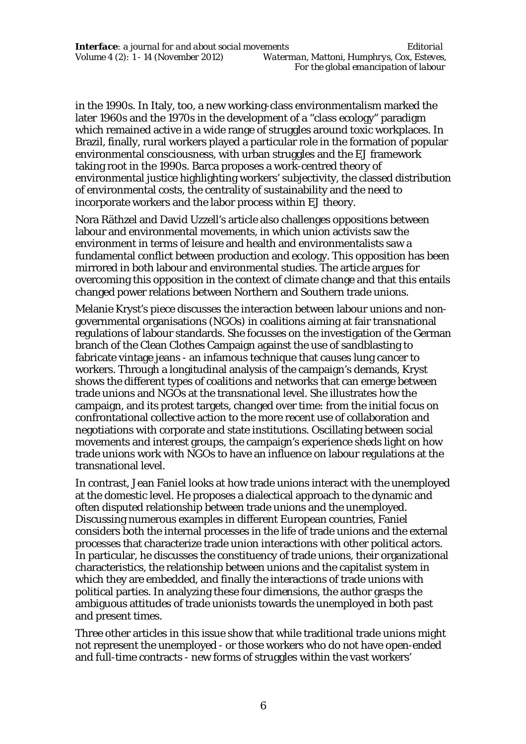in the 1990s. In Italy, too, a new working-class environmentalism marked the later 1960s and the 1970s in the development of a "class ecology" paradigm which remained active in a wide range of struggles around toxic workplaces. In Brazil, finally, rural workers played a particular role in the formation of popular environmental consciousness, with urban struggles and the EJ framework taking root in the 1990s. Barca proposes a work-centred theory of environmental justice highlighting workers' subjectivity, the classed distribution of environmental costs, the centrality of sustainability and the need to incorporate workers and the labor process within EJ theory.

Nora Räthzel and David Uzzell's article also challenges oppositions between labour and environmental movements, in which union activists saw the environment in terms of leisure and health and environmentalists saw a fundamental conflict between production and ecology. This opposition has been mirrored in both labour and environmental studies. The article argues for overcoming this opposition in the context of climate change and that this entails changed power relations between Northern and Southern trade unions.

Melanie Kryst's piece discusses the interaction between labour unions and non-governmental organisations (NGOs) in coalitions aiming at fair transnational regulations of labour standards. She focusses on the investigation of the German branch of the Clean Clothes Campaign against the use of sandblasting to fabricate vintage jeans - an infamous technique that causes lung cancer to workers. Through a longitudinal analysis of the campaign's demands, Kryst shows the different types of coalitions and networks that can emerge between trade unions and NGOs at the transnational level. She illustrates how the campaign, and its protest targets, changed over time: from the initial focus on confrontational collective action to the more recent use of collaboration and negotiations with corporate and state institutions. Oscillating between social movements and interest groups, the campaign's experience sheds light on how trade unions work with NGOs to have an influence on labour regulations at the transnational level.

In contrast, Jean Faniel looks at how trade unions interact with the unemployed at the domestic level. He proposes a dialectical approach to the dynamic and often disputed relationship between trade unions and the unemployed. Discussing numerous examples in different European countries, Faniel considers both the internal processes in the life of trade unions and the external processes that characterize trade union interactions with other political actors. In particular, he discusses the constituency of trade unions, their organizational characteristics, the relationship between unions and the capitalist system in which they are embedded, and finally the interactions of trade unions with political parties. In analyzing these four dimensions, the author grasps the ambiguous attitudes of trade unionists towards the unemployed in both past and present times.

Three other articles in this issue show that while traditional trade unions might not represent the unemployed - or those workers who do not have open-ended and full-time contracts - new forms of struggles within the vast workers'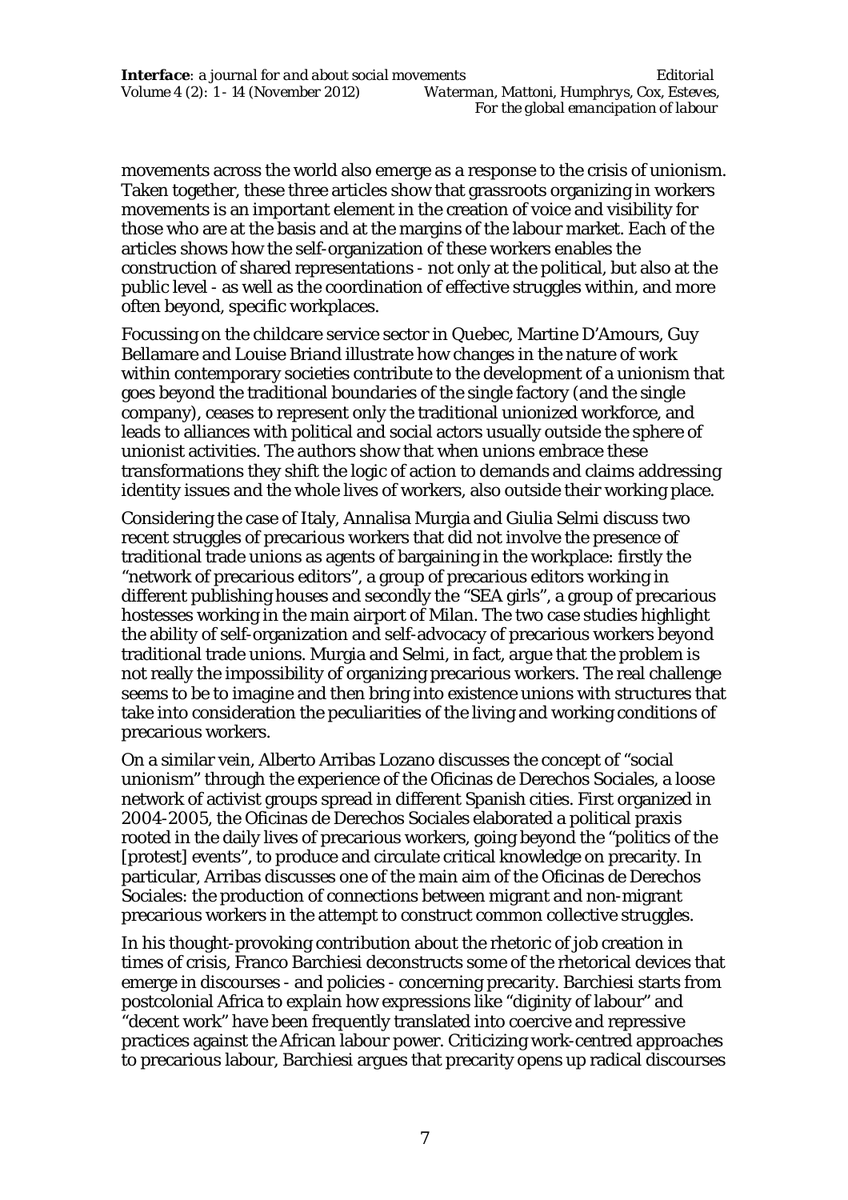movements across the world also emerge as a response to the crisis of unionism. Taken together, these three articles show that grassroots organizing in workers movements is an important element in the creation of voice and visibility for those who are at the basis and at the margins of the labour market. Each of the articles shows how the self-organization of these workers enables the construction of shared representations - not only at the political, but also at the public level - as well as the coordination of effective struggles within, and more often beyond, specific workplaces.

Focussing on the childcare service sector in Quebec, Martine D'Amours, Guy Bellamare and Louise Briand illustrate how changes in the nature of work within contemporary societies contribute to the development of a unionism that goes beyond the traditional boundaries of the single factory (and the single company), ceases to represent only the traditional unionized workforce, and leads to alliances with political and social actors usually outside the sphere of unionist activities. The authors show that when unions embrace these transformations they shift the logic of action to demands and claims addressing identity issues and the whole lives of workers, also outside their working place.

Considering the case of Italy, Annalisa Murgia and Giulia Selmi discuss two recent struggles of precarious workers that did not involve the presence of traditional trade unions as agents of bargaining in the workplace: firstly the "network of precarious editors", a group of precarious editors working in different publishing houses and secondly the "SEA girls", a group of precarious hostesses working in the main airport of Milan. The two case studies highlight the ability of self-organization and self-advocacy of precarious workers beyond traditional trade unions. Murgia and Selmi, in fact, argue that the problem is not really the impossibility of organizing precarious workers. The real challenge seems to be to imagine and then bring into existence unions with structures that take into consideration the peculiarities of the living and working conditions of precarious workers.

On a similar vein, Alberto Arribas Lozano discusses the concept of "social unionism" through the experience of the Oficinas de Derechos Sociales, a loose network of activist groups spread in different Spanish cities. First organized in 2004-2005, the Oficinas de Derechos Sociales elaborated a political praxis rooted in the daily lives of precarious workers, going beyond the "politics of the [protest] events", to produce and circulate critical knowledge on precarity. In particular, Arribas discusses one of the main aim of the Oficinas de Derechos Sociales: the production of connections between migrant and non-migrant precarious workers in the attempt to construct common collective struggles.

In his thought-provoking contribution about the rhetoric of job creation in times of crisis, Franco Barchiesi deconstructs some of the rhetorical devices that emerge in discourses - and policies - concerning precarity. Barchiesi starts from postcolonial Africa to explain how expressions like "diginity of labour" and "decent work" have been frequently translated into coercive and repressive practices against the African labour power. Criticizing work-centred approaches to precarious labour, Barchiesi argues that precarity opens up radical discourses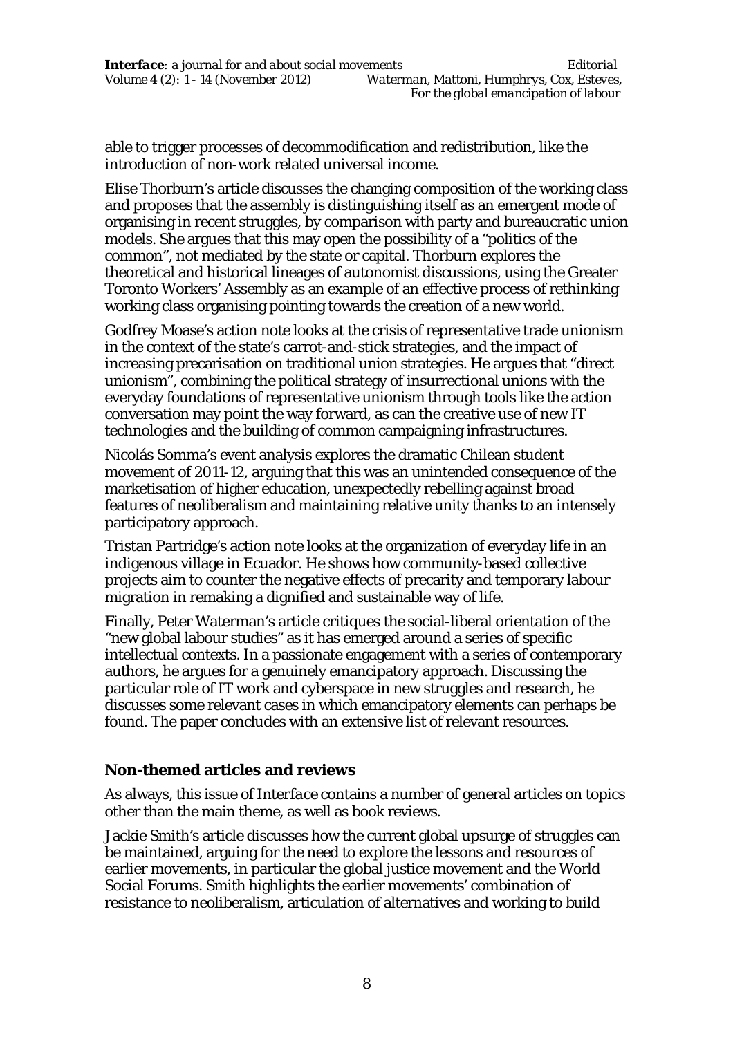able to trigger processes of decommodification and redistribution, like the introduction of non-work related universal income.

Elise Thorburn's article discusses the changing composition of the working class and proposes that the assembly is distinguishing itself as an emergent mode of organising in recent struggles, by comparison with party and bureaucratic union models. She argues that this may open the possibility of a "politics of the common", not mediated by the state or capital. Thorburn explores the theoretical and historical lineages of autonomist discussions, using the Greater Toronto Workers' Assembly as an example of an effective process of rethinking working class organising pointing towards the creation of a new world.

Godfrey Moase's action note looks at the crisis of representative trade unionism in the context of the state's carrot-and-stick strategies, and the impact of increasing precarisation on traditional union strategies. He argues that "direct unionism", combining the political strategy of insurrectional unions with the everyday foundations of representative unionism through tools like the action conversation may point the way forward, as can the creative use of new IT technologies and the building of common campaigning infrastructures.

Nicolás Somma's event analysis explores the dramatic Chilean student movement of 2011-12, arguing that this was an unintended consequence of the marketisation of higher education, unexpectedly rebelling against broad features of neoliberalism and maintaining relative unity thanks to an intensely participatory approach.

Tristan Partridge's action note looks at the organization of everyday life in an indigenous village in Ecuador. He shows how community-based collective projects aim to counter the negative effects of precarity and temporary labour migration in remaking a dignified and sustainable way of life.

Finally, Peter Waterman's article critiques the social-liberal orientation of the "new global labour studies" as it has emerged around a series of specific intellectual contexts. In a passionate engagement with a series of contemporary authors, he argues for a genuinely emancipatory approach. Discussing the particular role of IT work and cyberspace in new struggles and research, he discusses some relevant cases in which emancipatory elements can perhaps be found. The paper concludes with an extensive list of relevant resources.

## Non-themed articles and reviews

As always, this issue of *Interface* contains a number of general articles on topics other than the main theme, as well as book reviews.

Jackie Smith's article discusses how the current global upsurge of struggles can be maintained, arguing for the need to explore the lessons and resources of earlier movements, in particular the global justice movement and the World Social Forums. Smith highlights the earlier movements' combination of resistance to neoliberalism, articulation of alternatives and working to build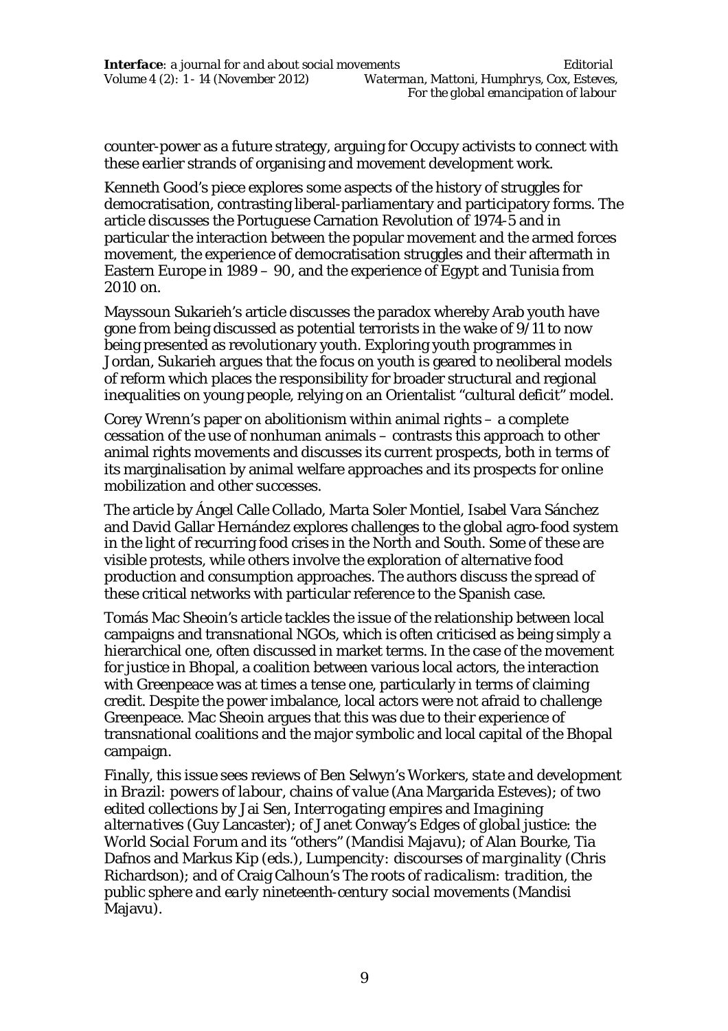counter-power as a future strategy, arguing for Occupy activists to connect with these earlier strands of organising and movement development work.

Kenneth Good's piece explores some aspects of the history of struggles for democratisation, contrasting liberal-parliamentary and participatory forms. The article discusses the Portuguese Carnation Revolution of 1974-5 and in particular the interaction between the popular movement and the armed forces movement, the experience of democratisation struggles and their aftermath in Eastern Europe in 1989 – 90, and the experience of Egypt and Tunisia from 2010 on.

Mayssoun Sukarieh's article discusses the paradox whereby Arab youth have gone from being discussed as potential terrorists in the wake of 9/11 to now being presented as revolutionary youth. Exploring youth programmes in Jordan, Sukarieh argues that the focus on youth is geared to neoliberal models of reform which places the responsibility for broader structural and regional inequalities on young people, relying on an Orientalist "cultural deficit" model.

Corey Wrenn's paper on abolitionism within animal rights – a complete cessation of the use of nonhuman animals – contrasts this approach to other animal rights movements and discusses its current prospects, both in terms of its marginalisation by animal welfare approaches and its prospects for online mobilization and other successes.

The article by Ángel Calle Collado, Marta Soler Montiel, Isabel Vara Sánchez and David Gallar Hernández explores challenges to the global agro-food system in the light of recurring food crises in the North and South. Some of these are visible protests, while others involve the exploration of alternative food production and consumption approaches. The authors discuss the spread of these critical networks with particular reference to the Spanish case.

Tomás Mac Sheoin's article tackles the issue of the relationship between local campaigns and transnational NGOs, which is often criticised as being simply a hierarchical one, often discussed in market terms. In the case of the movement for justice in Bhopal, a coalition between various local actors, the interaction with Greenpeace was at times a tense one, particularly in terms of claiming credit. Despite the power imbalance, local actors were not afraid to challenge Greenpeace. Mac Sheoin argues that this was due to their experience of transnational coalitions and the major symbolic and local capital of the Bhopal campaign.

Finally, this issue sees reviews of Ben Selwyn's *Workers, state and development in Brazil: powers of labour, chains of value* (Ana Margarida Esteves); of two edited collections by Jai Sen, *Interrogating empires* and *Imagining alternatives* (Guy Lancaster); of Janet Conway's *Edges of global justice: the World Social Forum and its "others"* (Mandisi Majavu); of Alan Bourke, Tia Dafnos and Markus Kip (eds.), *Lumpencity: discourses of marginality* (Chris Richardson); and of Craig Calhoun's *The roots of radicalism: tradition, the public sphere and early nineteenth-century social movements* (Mandisi Majavu).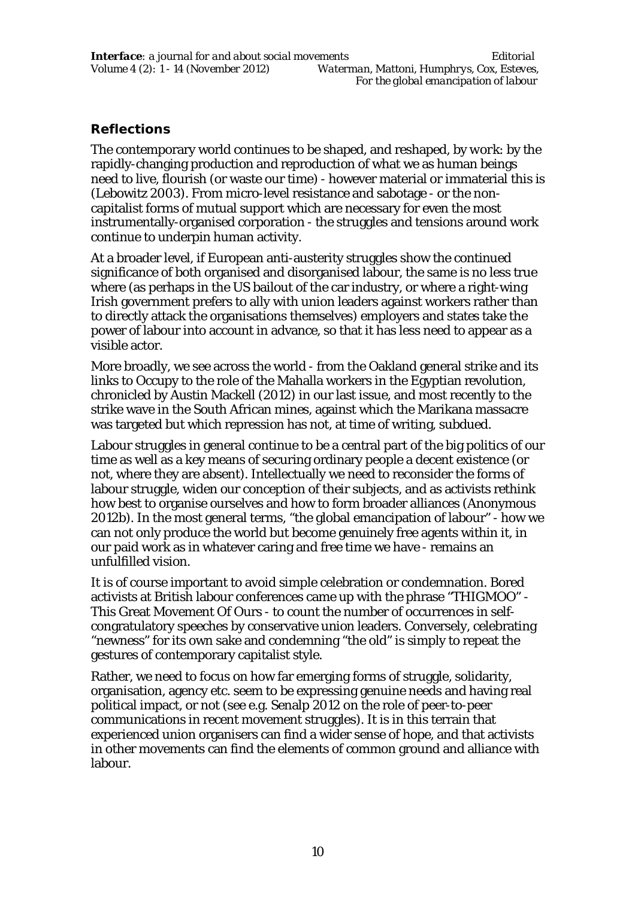## Reflections

The contemporary world continues to be shaped, and reshaped, by work: by the rapidly-changing production and reproduction of what we as human beings need to live, flourish (or waste our time) - however material or immaterial this is (Lebowitz 2003). From micro-level resistance and sabotage - or the non-capitalist forms of mutual support which are necessary for even the most instrumentally-organised corporation - the struggles and tensions around work continue to underpin human activity.

At a broader level, if European anti-austerity struggles show the continued significance of both organised and disorganised labour, the same is no less true where (as perhaps in the US bailout of the car industry, or where a right-wing Irish government prefers to ally with union leaders against workers rather than to directly attack the organisations themselves) employers and states take the power of labour into account in advance, so that it has less need to appear as a visible actor.

More broadly, we see across the world - from the Oakland general strike and its links to Occupy to the role of the Mahalla workers in the Egyptian revolution, chronicled by Austin Mackell (2012) in our last issue, and most recently to the strike wave in the South African mines, against which the Marikana massacre was targeted but which repression has not, at time of writing, subdued.

Labour struggles in general continue to be a central part of the big politics of our time as well as a key means of securing ordinary people a decent existence (or not, where they are absent). Intellectually we need to reconsider the forms of labour struggle, widen our conception of their subjects, and as activists rethink how best to organise ourselves and how to form broader alliances (Anonymous 2012b). In the most general terms, "the global emancipation of labour" - how we can not only produce the world but become genuinely free agents within it, in our paid work as in whatever caring and free time we have - remains an unfulfilled vision.

It is of course important to avoid simple celebration or condemnation. Bored activists at British labour conferences came up with the phrase "THIGMOO" - This Great Movement Of Ours - to count the number of occurrences in self-congratulatory speeches by conservative union leaders. Conversely, celebrating "newness" for its own sake and condemning "the old" is simply to repeat the gestures of contemporary capitalist style.

Rather, we need to focus on how far emerging forms of struggle, solidarity, organisation, agency etc. seem to be expressing genuine needs and having real political impact, or not (see e.g. Senalp 2012 on the role of peer-to-peer communications in recent movement struggles). It is in this terrain that experienced union organisers can find a wider sense of hope, and that activists in other movements can find the elements of common ground and alliance with labour.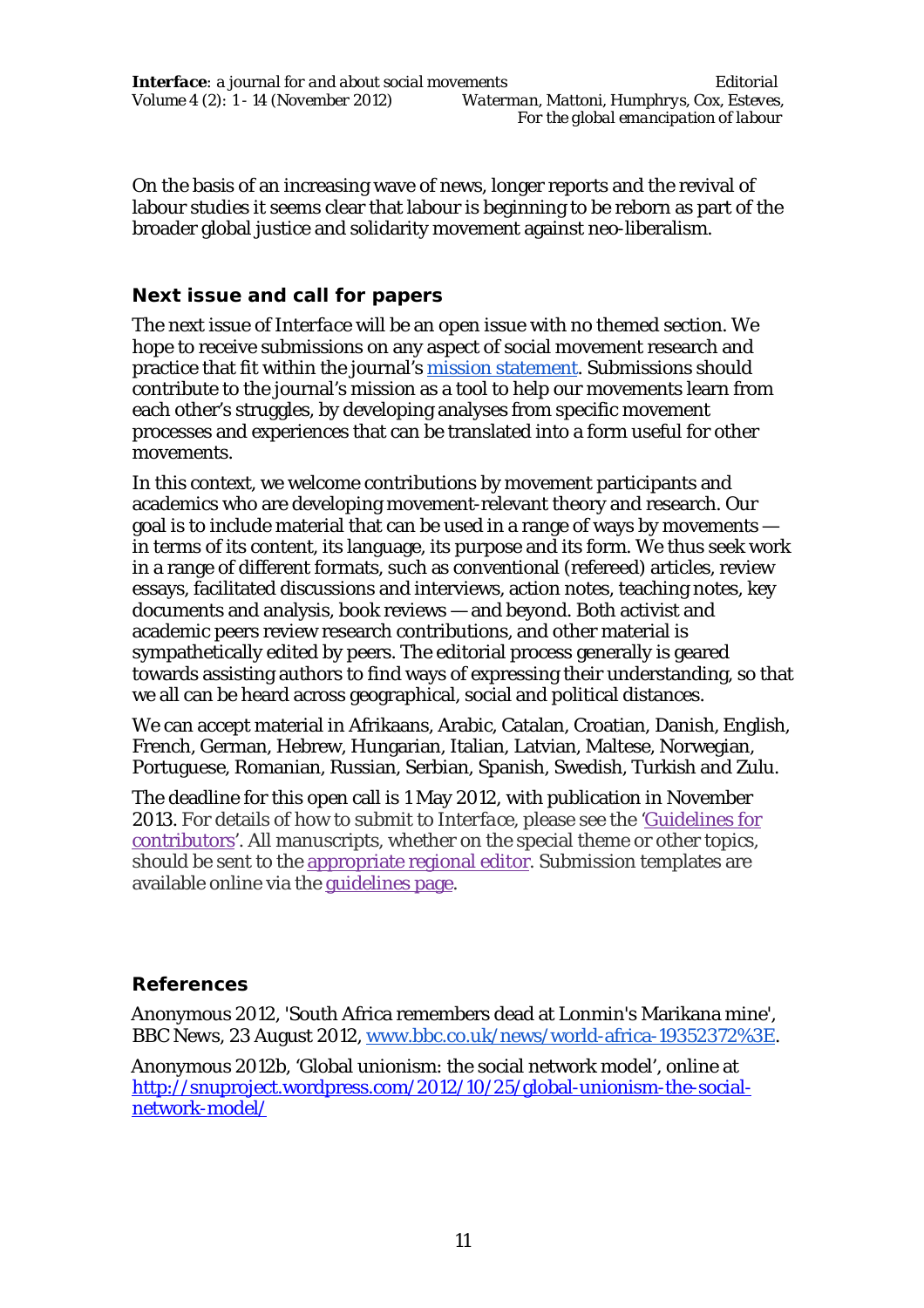On the basis of an increasing wave of news, longer reports and the revival of labour studies it seems clear that labour is beginning to be reborn as part of the broader global justice and solidarity movement against neo-liberalism.

## Next issue and call for papers

The next issue of *Interface* will be an open issue with no themed section. We hope to receive submissions on any aspect of social movement research and practice that fit within the journal's mission statement. Submissions should contribute to the journal's mission as a tool to help our movements learn from each other's struggles, by developing analyses from specific movement processes and experiences that can be translated into a form useful for other movements.

In this context, we welcome contributions by movement participants and academics who are developing movement-relevant theory and research. Our goal is to include material that can be used in a range of ways by movements — in terms of its content, its language, its purpose and its form. We thus seek work in a range of different formats, such as conventional (refereed) articles, review essays, facilitated discussions and interviews, action notes, teaching notes, key documents and analysis, book reviews — and beyond. Both activist and academic peers review research contributions, and other material is sympathetically edited by peers. The editorial process generally is geared towards assisting authors to find ways of expressing their understanding, so that we all can be heard across geographical, social and political distances.

We can accept material in Afrikaans, Arabic, Catalan, Croatian, Danish, English, French, German, Hebrew, Hungarian, Italian, Latvian, Maltese, Norwegian, Portuguese, Romanian, Russian, Serbian, Spanish, Swedish, Turkish and Zulu.

The deadline for this open call is 1 May 2012, with publication in November 2013. For details of how to submit to *Interface*, please see the 'Guidelines for contributors'. All manuscripts, whether on the special theme or other topics, should be sent to the appropriate regional editor. Submission templates are available online via the guidelines page.

## References

Anonymous 2012, 'South Africa remembers dead at Lonmin's Marikana mine', BBC News, 23 August 2012, www.bbc.co.uk/news/world-africa-19352372%3E.

Anonymous 2012b, 'Global unionism: the social network model', online at http://snuproject.wordpress.com/2012/10/25/global-unionism-the-social-network-model/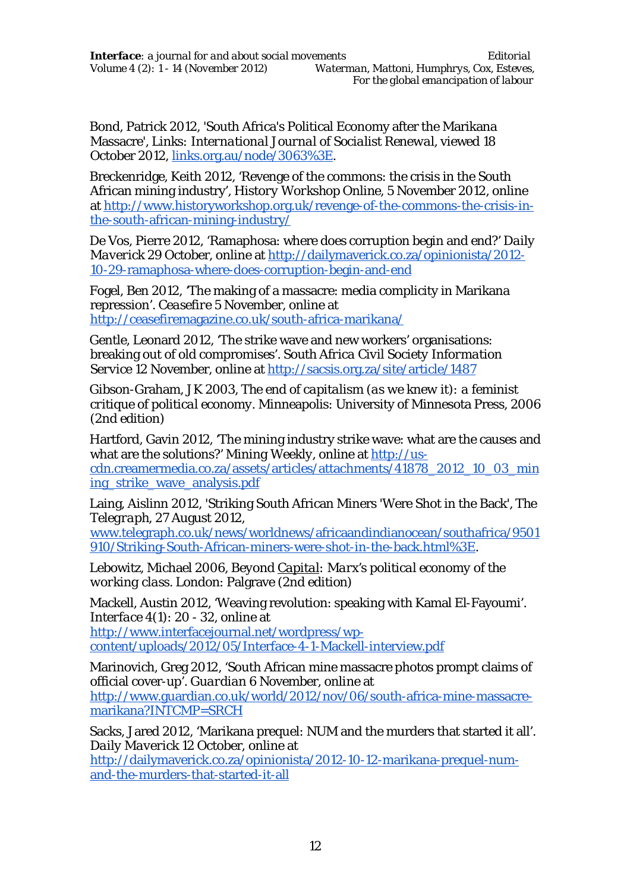Bond, Patrick 2012, 'South Africa's Political Economy after the Marikana Massacre', Links: *International Journal of Socialist Renewal*, viewed 18 October 2012, links.org.au/node/3063%3E.

Breckenridge, Keith 2012, 'Revenge of the commons: the crisis in the South African mining industry', *History Workshop Online*, 5 November 2012, online at http://www.historyworkshop.org.uk/revenge-of-the-commons-the-crisis-in-the-south-african-mining-industry/

De Vos, Pierre 2012, 'Ramaphosa: where does corruption begin and end?' *Daily Maverick* 29 October, online at http://dailymaverick.co.za/opinionista/2012-10-29-ramaphosa-where-does-corruption-begin-and-end

Fogel, Ben 2012, 'The making of a massacre: media complicity in Marikana repression'. *Ceasefire* 5 November, online at http://ceasefiremagazine.co.uk/south-africa-marikana/

Gentle, Leonard 2012, 'The strike wave and new workers' organisations: breaking out of old compromises'. *South Africa Civil Society Information Service* 12 November, online at http://sacsis.org.za/site/article/1487

Gibson-Graham, JK 2003, *The end of capitalism (as we knew it): a feminist critique of political economy*. Minneapolis: University of Minnesota Press, 2006 (2nd edition)

Hartford, Gavin 2012, 'The mining industry strike wave: what are the causes and what are the solutions?' *Mining Weekly*, online at http://us-cdn.creamermedia.co.za/assets/articles/attachments/41878_2012_10_03_mining_strike_wave_analysis.pdf

Laing, Aislinn 2012, 'Striking South African Miners 'Were Shot in the Back', *The Telegraph*, 27 August 2012, www.telegraph.co.uk/news/worldnews/africaandindianocean/southafrica/9501910/Striking-South-African-miners-were-shot-in-the-back.html%3E.

Lebowitz, Michael 2006, *Beyond Capital: Marx's political economy of the working class*. London: Palgrave (2nd edition)

Mackell, Austin 2012, 'Weaving revolution: speaking with Kamal El-Fayoumi'. *Interface* 4(1): 20 - 32, online at http://www.interfacejournal.net/wordpress/wp-content/uploads/2012/05/Interface-4-1-Mackell-interview.pdf

Marinovich, Greg 2012, 'South African mine massacre photos prompt claims of official cover-up'. *Guardian* 6 November, online at http://www.guardian.co.uk/world/2012/nov/06/south-africa-mine-massacre-marikana?INTCMP=SRCH

Sacks, Jared 2012, 'Marikana prequel: NUM and the murders that started it all'. *Daily Maverick* 12 October, online at http://dailymaverick.co.za/opinionista/2012-10-12-marikana-prequel-num-and-the-murders-that-started-it-all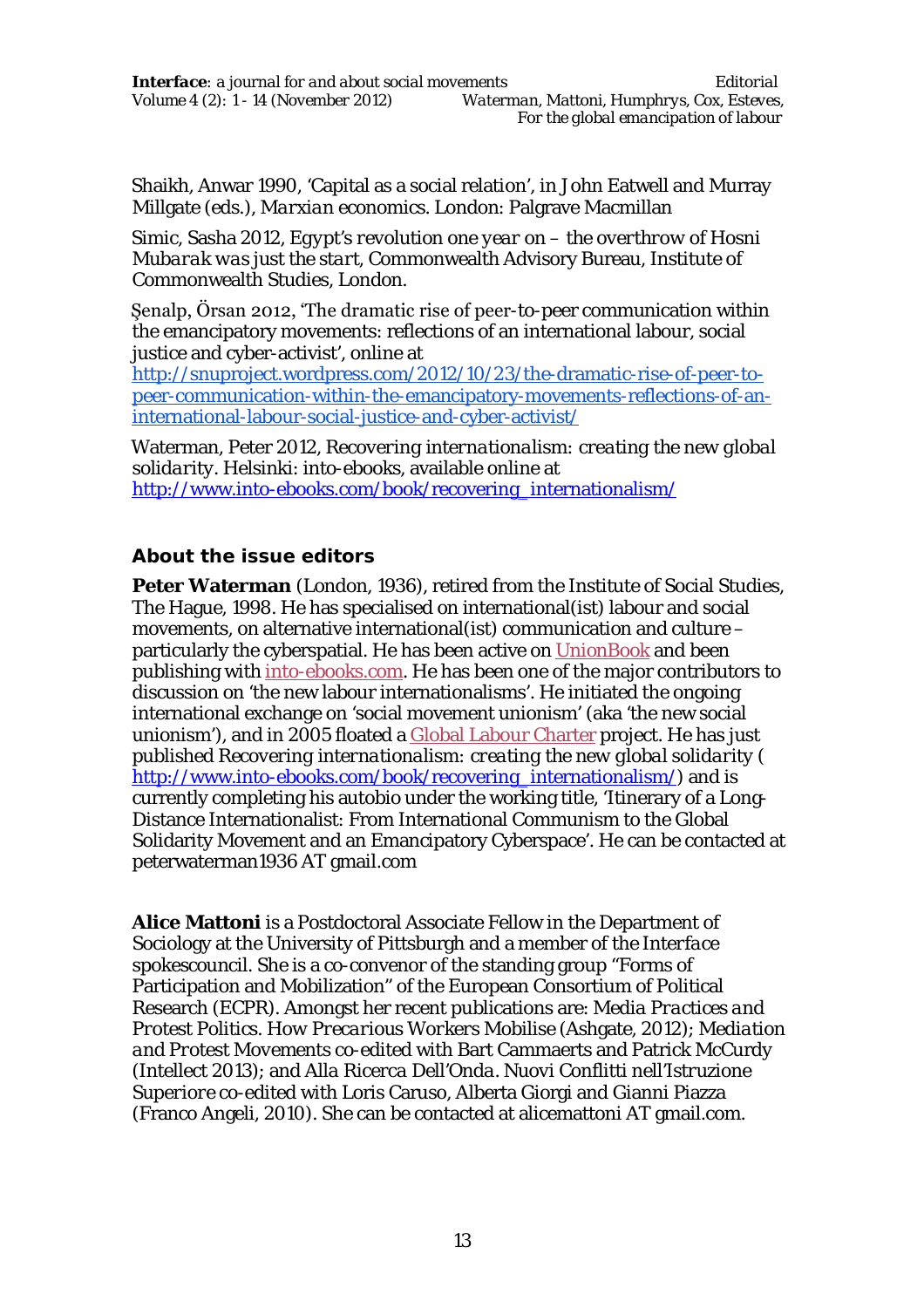Shaikh, Anwar 1990, 'Capital as a social relation', in John Eatwell and Murray Millgate (eds.), *Marxian economics*. London: Palgrave Macmillan

Simic, Sasha 2012, *Egypt's revolution one year on – the overthrow of Hosni Mubarak was just the start*, Commonwealth Advisory Bureau, Institute of Commonwealth Studies, London.

Şenalp, Örsan 2012, 'The dramatic rise of peer-to-peer communication within the emancipatory movements: reflections of an international labour, social justice and cyber-activist', online at http://snuproject.wordpress.com/2012/10/23/the-dramatic-rise-of-peer-to-peer-communication-within-the-emancipatory-movements-reflections-of-an-international-labour-social-justice-and-cyber-activist/

Waterman, Peter 2012, *Recovering internationalism: creating the new global solidarity*. Helsinki: into-ebooks, available online at http://www.into-ebooks.com/book/recovering_internationalism/

## About the issue editors

**Peter Waterman** (London, 1936), retired from the Institute of Social Studies, The Hague, 1998. He has specialised on international(ist) labour and social movements, on alternative international(ist) communication and culture – particularly the cyberspatial. He has been active on UnionBook and been publishing with into-ebooks.com. He has been one of the major contributors to discussion on 'the new labour internationalisms'. He initiated the ongoing international exchange on 'social movement unionism' (aka 'the new social unionism'), and in 2005 floated a Global Labour Charter project. He has just published *Recovering internationalism: creating the new global solidarity* (http://www.into-ebooks.com/book/recovering_internationalism/) and is currently completing his autobio under the working title, 'Itinerary of a Long-Distance Internationalist: From International Communism to the Global Solidarity Movement and an Emancipatory Cyberspace'. He can be contacted at peterwaterman1936 AT gmail.com

**Alice Mattoni** is a Postdoctoral Associate Fellow in the Department of Sociology at the University of Pittsburgh and a member of the *Interface* spokescouncil. She is a co-convenor of the standing group "Forms of Participation and Mobilization" of the European Consortium of Political Research (ECPR). Amongst her recent publications are: *Media Practices and Protest Politics. How Precarious Workers Mobilise* (Ashgate, 2012); *Mediation and Protest Movements* co-edited with Bart Cammaerts and Patrick McCurdy (Intellect 2013); and *Alla Ricerca Dell'Onda. Nuovi Conflitti nell'Istruzione Superiore* co-edited with Loris Caruso, Alberta Giorgi and Gianni Piazza (Franco Angeli, 2010). She can be contacted at alicemattoni AT gmail.com.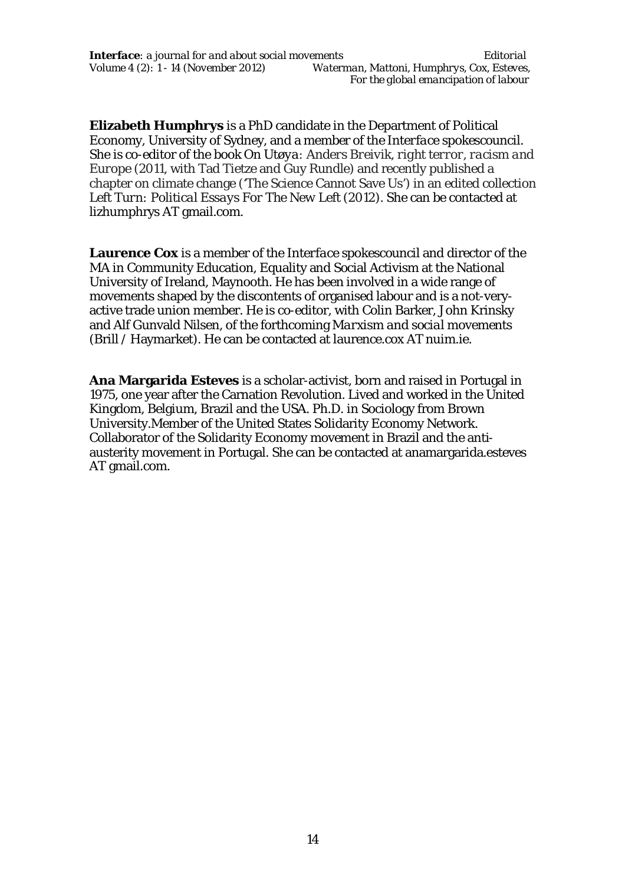**Elizabeth Humphrys** is a PhD candidate in the Department of Political Economy, University of Sydney, and a member of the *Interface* spokescouncil. She is co-editor of the book *On Utøya: Anders Breivik, right terror, racism and Europe* (2011, with Tad Tietze and Guy Rundle) and recently published a chapter on climate change ('The Science Cannot Save Us') in an edited collection *Left Turn: Political Essays For The New Left* (2012). She can be contacted at lizhumphrys AT gmail.com.

**Laurence Cox** is a member of the *Interface* spokescouncil and director of the MA in Community Education, Equality and Social Activism at the National University of Ireland, Maynooth. He has been involved in a wide range of movements shaped by the discontents of organised labour and is a not-very-active trade union member. He is co-editor, with Colin Barker, John Krinsky and Alf Gunvald Nilsen, of the forthcoming *Marxism and social movements* (Brill / Haymarket). He can be contacted at laurence.cox AT nuim.ie.

**Ana Margarida Esteves** is a scholar-activist, born and raised in Portugal in 1975, one year after the Carnation Revolution. Lived and worked in the United Kingdom, Belgium, Brazil and the USA. Ph.D. in Sociology from Brown University.Member of the United States Solidarity Economy Network. Collaborator of the Solidarity Economy movement in Brazil and the anti-austerity movement in Portugal. She can be contacted at anamargarida.esteves AT gmail.com.